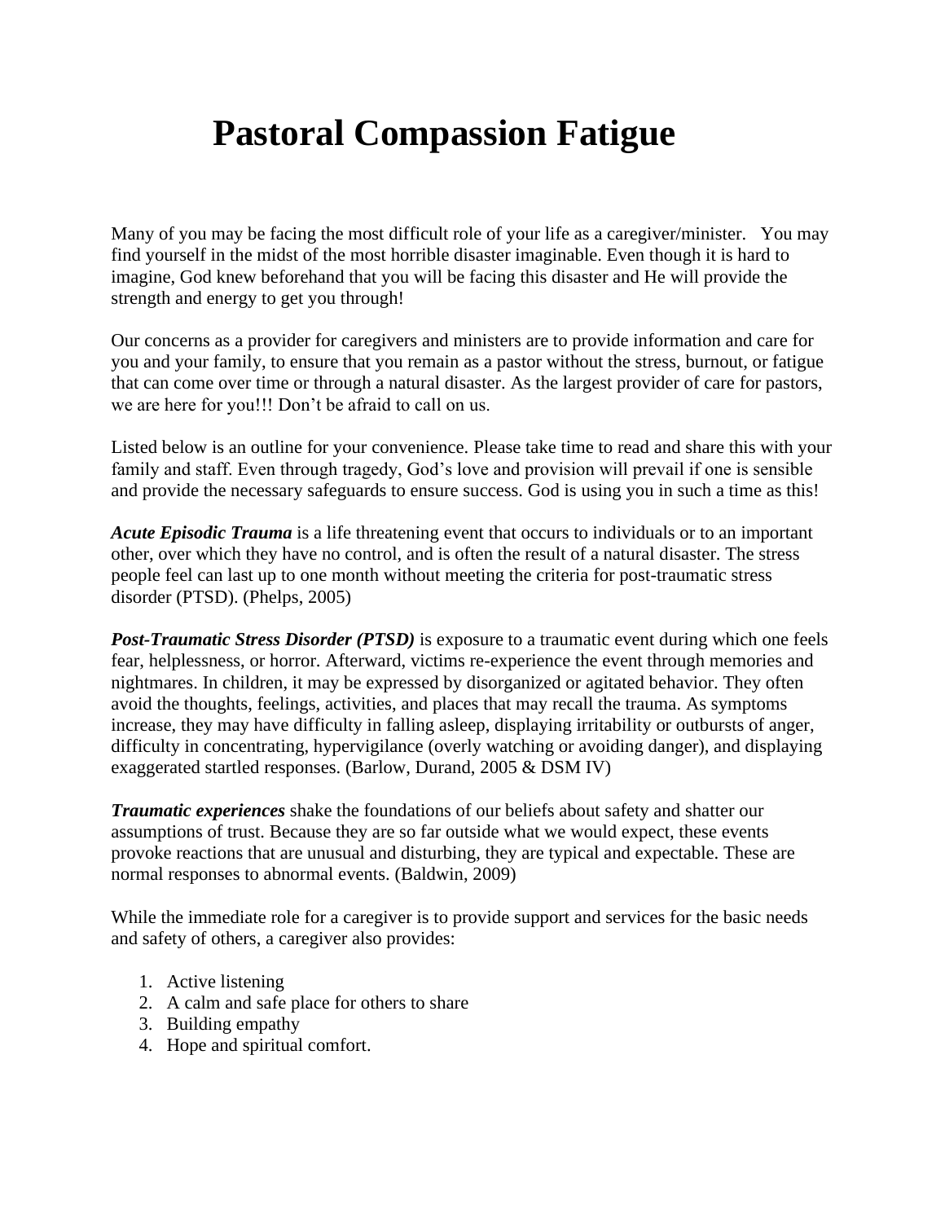# Pastoral Compassion Fatigue

Many of you may be facing the most difficult role of your life as a caregiver/minister. You may find yourself in the midst of the most horrible disaster imaginable. Even though it is hard to imagine, God knew beforehand that you will be facing this disaster and He will provide the strength and energy to get you through!

Our concerns as a provider for caregivers and ministers are to provide information and care for you and your family, to ensure that you remain as a pastor without the stress, burnout, or fatigue that can come over time or through a natural disaster. As the largest provider of care for pastors, we are here for you!!! Don't be afraid to call on us.

Listed below is an outline for your convenience. Please take time to read and share this with your family and staff. Even through tragedy, God's love and provision will prevail if one is sensible and provide the necessary safeguards to ensure success. God is using you in such a time as this!

***Acute Episodic Trauma*** is a life threatening event that occurs to individuals or to an important other, over which they have no control, and is often the result of a natural disaster. The stress people feel can last up to one month without meeting the criteria for post-traumatic stress disorder (PTSD). (Phelps, 2005)

***Post-Traumatic Stress Disorder (PTSD)*** is exposure to a traumatic event during which one feels fear, helplessness, or horror. Afterward, victims re-experience the event through memories and nightmares. In children, it may be expressed by disorganized or agitated behavior. They often avoid the thoughts, feelings, activities, and places that may recall the trauma. As symptoms increase, they may have difficulty in falling asleep, displaying irritability or outbursts of anger, difficulty in concentrating, hypervigilance (overly watching or avoiding danger), and displaying exaggerated startled responses. (Barlow, Durand, 2005 & DSM IV)

***Traumatic experiences*** shake the foundations of our beliefs about safety and shatter our assumptions of trust. Because they are so far outside what we would expect, these events provoke reactions that are unusual and disturbing, they are typical and expectable. These are normal responses to abnormal events. (Baldwin, 2009)

While the immediate role for a caregiver is to provide support and services for the basic needs and safety of others, a caregiver also provides:

1. Active listening
2. A calm and safe place for others to share
3. Building empathy
4. Hope and spiritual comfort.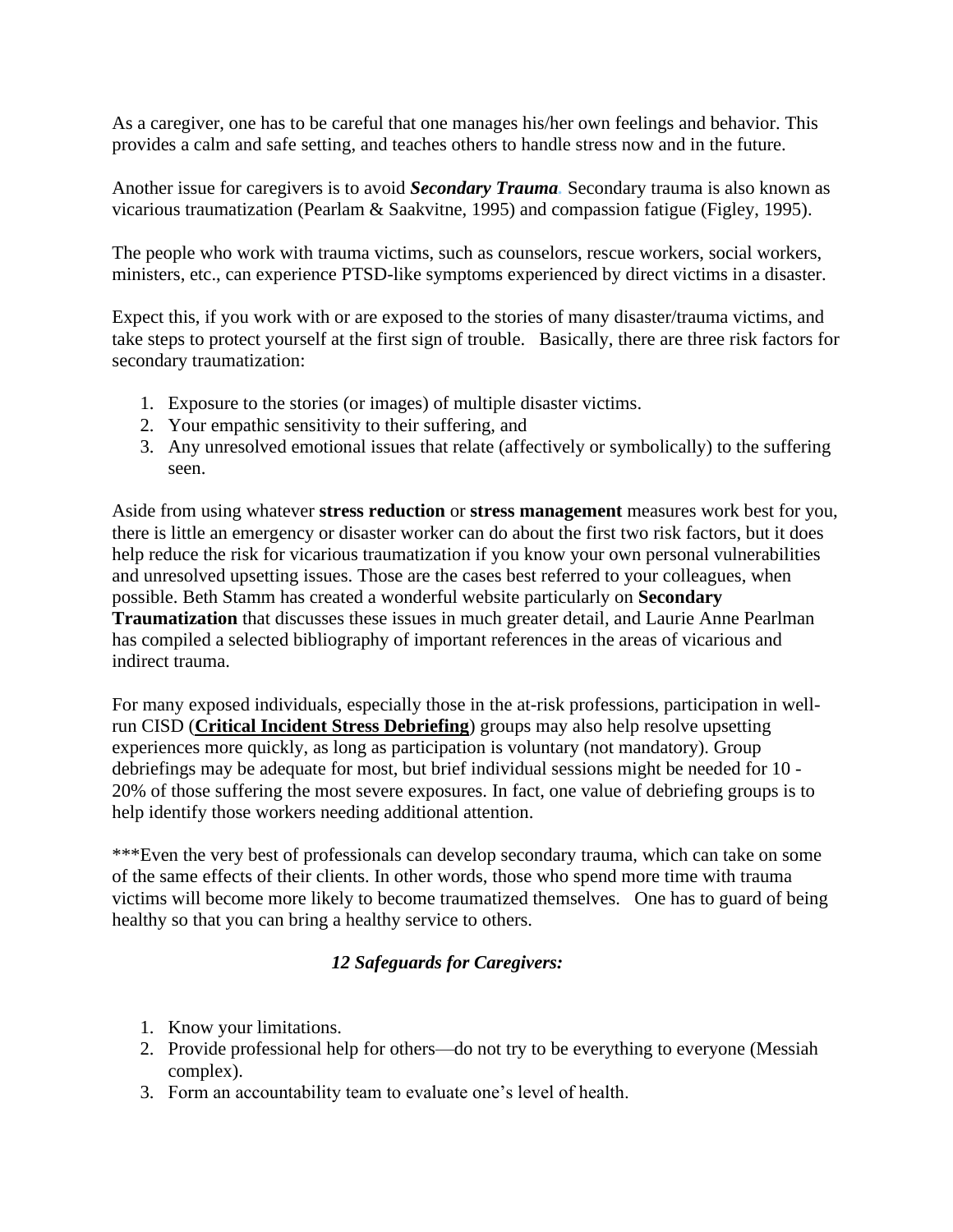As a caregiver, one has to be careful that one manages his/her own feelings and behavior. This provides a calm and safe setting, and teaches others to handle stress now and in the future.

Another issue for caregivers is to avoid ***Secondary Trauma***. Secondary trauma is also known as vicarious traumatization (Pearlam & Saakvitne, 1995) and compassion fatigue (Figley, 1995).

The people who work with trauma victims, such as counselors, rescue workers, social workers, ministers, etc., can experience PTSD-like symptoms experienced by direct victims in a disaster.

Expect this, if you work with or are exposed to the stories of many disaster/trauma victims, and take steps to protect yourself at the first sign of trouble. Basically, there are three risk factors for secondary traumatization:

1. Exposure to the stories (or images) of multiple disaster victims.
2. Your empathic sensitivity to their suffering, and
3. Any unresolved emotional issues that relate (affectively or symbolically) to the suffering seen.

Aside from using whatever **stress reduction** or **stress management** measures work best for you, there is little an emergency or disaster worker can do about the first two risk factors, but it does help reduce the risk for vicarious traumatization if you know your own personal vulnerabilities and unresolved upsetting issues. Those are the cases best referred to your colleagues, when possible. Beth Stamm has created a wonderful website particularly on **Secondary Traumatization** that discusses these issues in much greater detail, and Laurie Anne Pearlman has compiled a selected bibliography of important references in the areas of vicarious and indirect trauma.

For many exposed individuals, especially those in the at-risk professions, participation in well-run CISD (**Critical Incident Stress Debriefing**) groups may also help resolve upsetting experiences more quickly, as long as participation is voluntary (not mandatory). Group debriefings may be adequate for most, but brief individual sessions might be needed for 10 - 20% of those suffering the most severe exposures. In fact, one value of debriefing groups is to help identify those workers needing additional attention.

***Even the very best of professionals can develop secondary trauma, which can take on some of the same effects of their clients. In other words, those who spend more time with trauma victims will become more likely to become traumatized themselves. One has to guard of being healthy so that you can bring a healthy service to others.

***12 Safeguards for Caregivers:***

1. Know your limitations.
2. Provide professional help for others—do not try to be everything to everyone (Messiah complex).
3. Form an accountability team to evaluate one's level of health.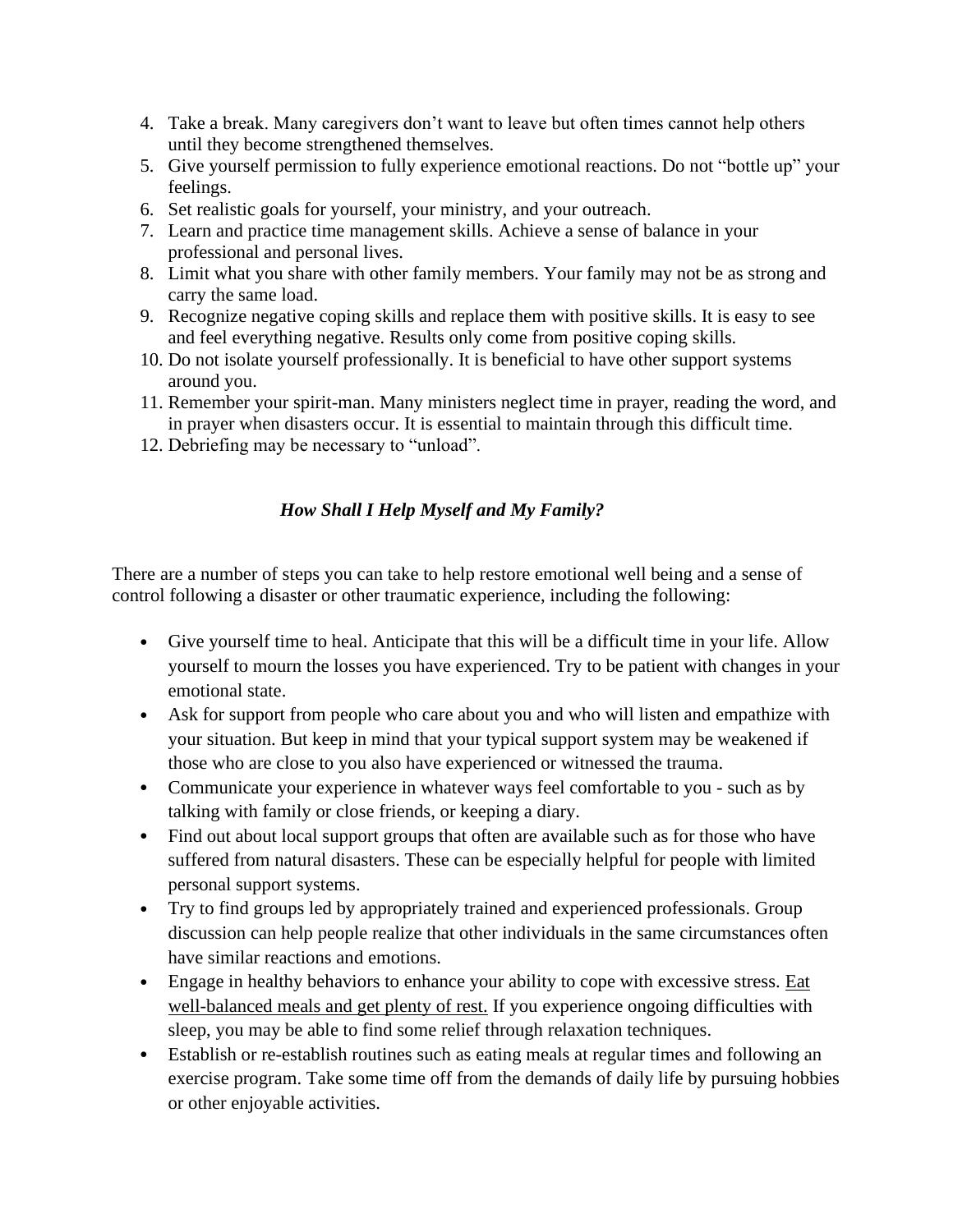4. Take a break. Many caregivers don't want to leave but often times cannot help others until they become strengthened themselves.
5. Give yourself permission to fully experience emotional reactions. Do not "bottle up" your feelings.
6. Set realistic goals for yourself, your ministry, and your outreach.
7. Learn and practice time management skills. Achieve a sense of balance in your professional and personal lives.
8. Limit what you share with other family members. Your family may not be as strong and carry the same load.
9. Recognize negative coping skills and replace them with positive skills. It is easy to see and feel everything negative. Results only come from positive coping skills.
10. Do not isolate yourself professionally. It is beneficial to have other support systems around you.
11. Remember your spirit-man. Many ministers neglect time in prayer, reading the word, and in prayer when disasters occur. It is essential to maintain through this difficult time.
12. Debriefing may be necessary to "unload".

### ***How Shall I Help Myself and My Family?***

There are a number of steps you can take to help restore emotional well being and a sense of control following a disaster or other traumatic experience, including the following:

- Give yourself time to heal. Anticipate that this will be a difficult time in your life. Allow yourself to mourn the losses you have experienced. Try to be patient with changes in your emotional state.
- Ask for support from people who care about you and who will listen and empathize with your situation. But keep in mind that your typical support system may be weakened if those who are close to you also have experienced or witnessed the trauma.
- Communicate your experience in whatever ways feel comfortable to you - such as by talking with family or close friends, or keeping a diary.
- Find out about local support groups that often are available such as for those who have suffered from natural disasters. These can be especially helpful for people with limited personal support systems.
- Try to find groups led by appropriately trained and experienced professionals. Group discussion can help people realize that other individuals in the same circumstances often have similar reactions and emotions.
- Engage in healthy behaviors to enhance your ability to cope with excessive stress. <u>Eat well-balanced meals and get plenty of rest.</u> If you experience ongoing difficulties with sleep, you may be able to find some relief through relaxation techniques.
- Establish or re-establish routines such as eating meals at regular times and following an exercise program. Take some time off from the demands of daily life by pursuing hobbies or other enjoyable activities.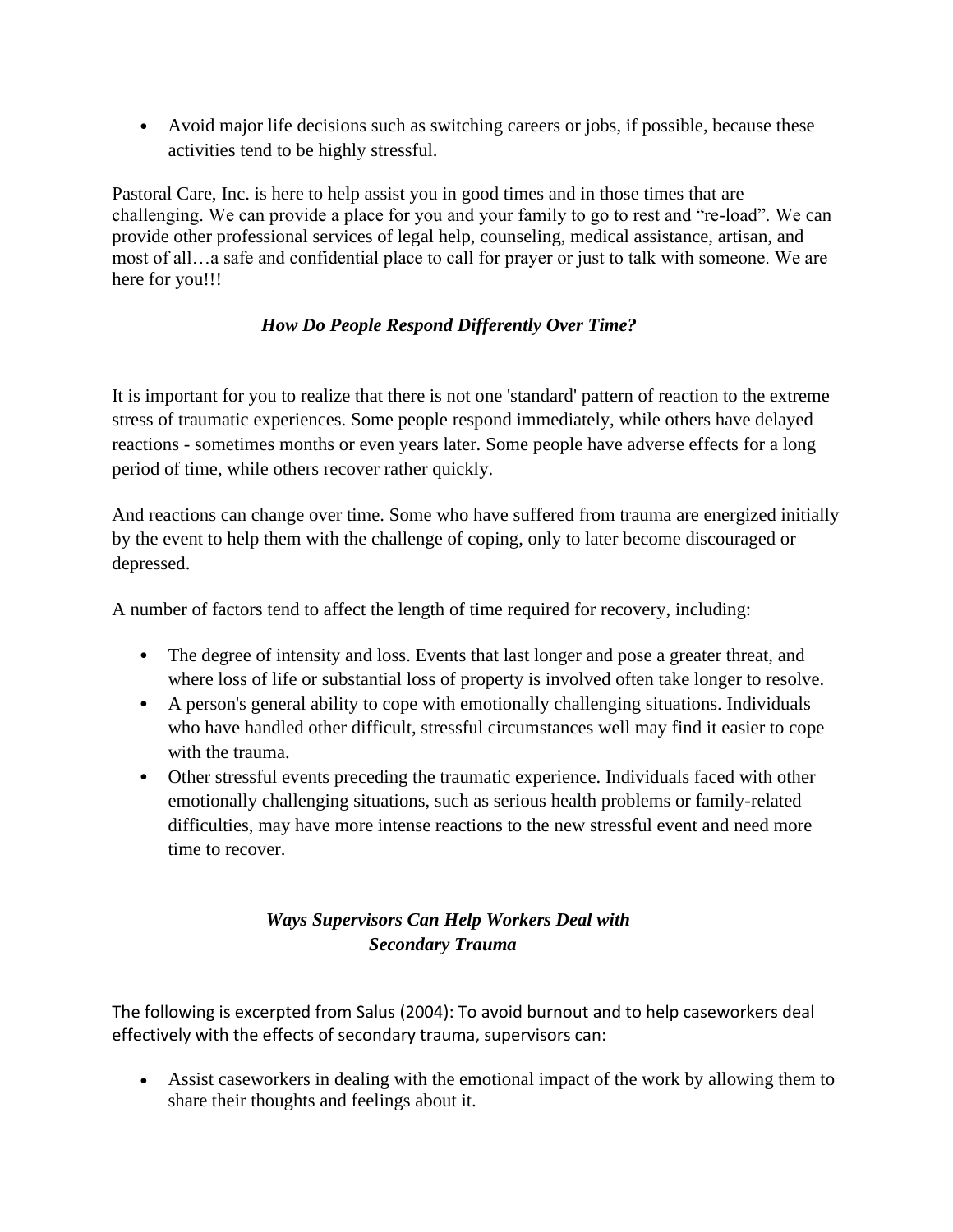- Avoid major life decisions such as switching careers or jobs, if possible, because these activities tend to be highly stressful.

Pastoral Care, Inc. is here to help assist you in good times and in those times that are challenging. We can provide a place for you and your family to go to rest and "re-load". We can provide other professional services of legal help, counseling, medical assistance, artisan, and most of all…a safe and confidential place to call for prayer or just to talk with someone. We are here for you!!!

### *How Do People Respond Differently Over Time?*

It is important for you to realize that there is not one 'standard' pattern of reaction to the extreme stress of traumatic experiences. Some people respond immediately, while others have delayed reactions - sometimes months or even years later. Some people have adverse effects for a long period of time, while others recover rather quickly.

And reactions can change over time. Some who have suffered from trauma are energized initially by the event to help them with the challenge of coping, only to later become discouraged or depressed.

A number of factors tend to affect the length of time required for recovery, including:

- The degree of intensity and loss. Events that last longer and pose a greater threat, and where loss of life or substantial loss of property is involved often take longer to resolve.
- A person's general ability to cope with emotionally challenging situations. Individuals who have handled other difficult, stressful circumstances well may find it easier to cope with the trauma.
- Other stressful events preceding the traumatic experience. Individuals faced with other emotionally challenging situations, such as serious health problems or family-related difficulties, may have more intense reactions to the new stressful event and need more time to recover.

### *Ways Supervisors Can Help Workers Deal with Secondary Trauma*

The following is excerpted from Salus (2004): To avoid burnout and to help caseworkers deal effectively with the effects of secondary trauma, supervisors can:

- Assist caseworkers in dealing with the emotional impact of the work by allowing them to share their thoughts and feelings about it.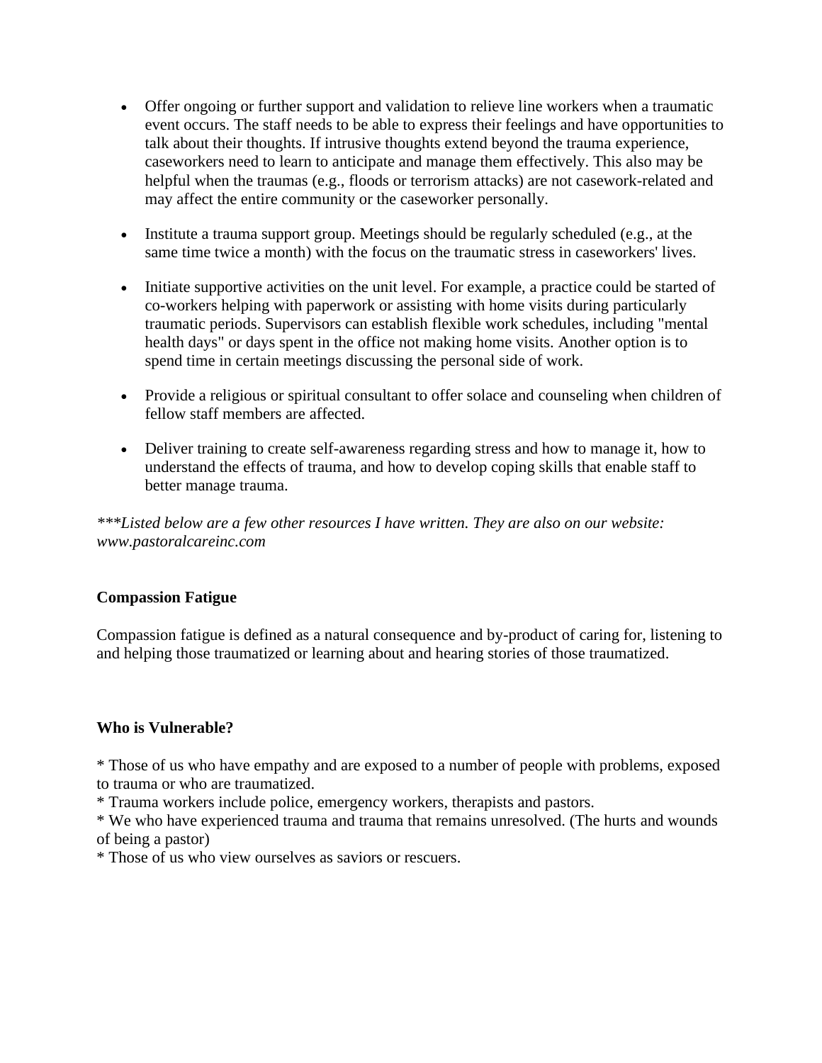- Offer ongoing or further support and validation to relieve line workers when a traumatic event occurs. The staff needs to be able to express their feelings and have opportunities to talk about their thoughts. If intrusive thoughts extend beyond the trauma experience, caseworkers need to learn to anticipate and manage them effectively. This also may be helpful when the traumas (e.g., floods or terrorism attacks) are not casework-related and may affect the entire community or the caseworker personally.

- Institute a trauma support group. Meetings should be regularly scheduled (e.g., at the same time twice a month) with the focus on the traumatic stress in caseworkers' lives.

- Initiate supportive activities on the unit level. For example, a practice could be started of co-workers helping with paperwork or assisting with home visits during particularly traumatic periods. Supervisors can establish flexible work schedules, including "mental health days" or days spent in the office not making home visits. Another option is to spend time in certain meetings discussing the personal side of work.

- Provide a religious or spiritual consultant to offer solace and counseling when children of fellow staff members are affected.

- Deliver training to create self-awareness regarding stress and how to manage it, how to understand the effects of trauma, and how to develop coping skills that enable staff to better manage trauma.

*\*\*\*Listed below are a few other resources I have written. They are also on our website: www.pastoralcareinc.com*

**Compassion Fatigue**

Compassion fatigue is defined as a natural consequence and by-product of caring for, listening to and helping those traumatized or learning about and hearing stories of those traumatized.

**Who is Vulnerable?**

* Those of us who have empathy and are exposed to a number of people with problems, exposed to trauma or who are traumatized.
* Trauma workers include police, emergency workers, therapists and pastors.
* We who have experienced trauma and trauma that remains unresolved. (The hurts and wounds of being a pastor)
* Those of us who view ourselves as saviors or rescuers.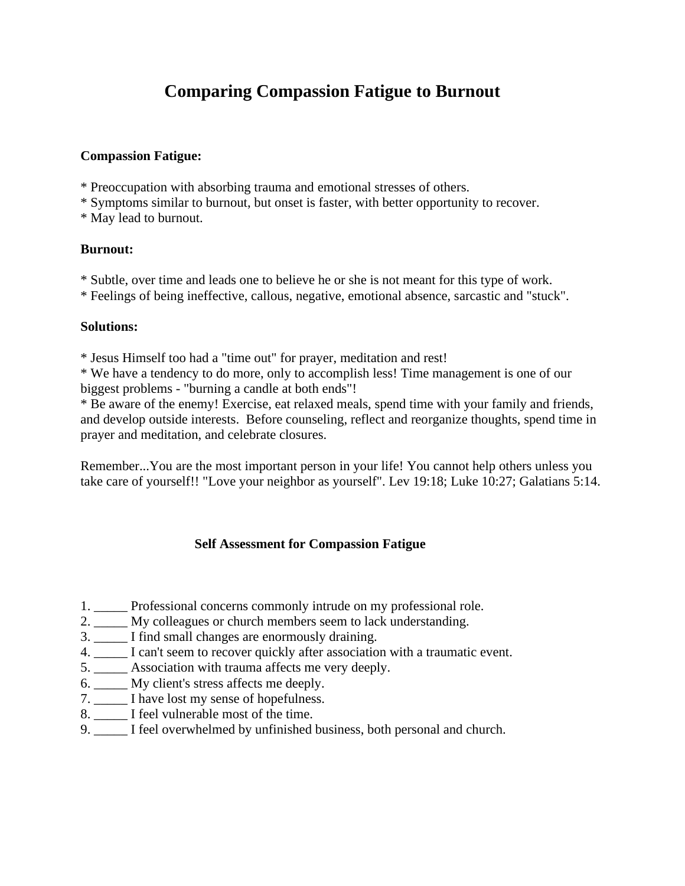# Comparing Compassion Fatigue to Burnout

**Compassion Fatigue:**

* Preoccupation with absorbing trauma and emotional stresses of others.
* Symptoms similar to burnout, but onset is faster, with better opportunity to recover.
* May lead to burnout.

**Burnout:**

* Subtle, over time and leads one to believe he or she is not meant for this type of work.
* Feelings of being ineffective, callous, negative, emotional absence, sarcastic and "stuck".

**Solutions:**

* Jesus Himself too had a "time out" for prayer, meditation and rest!
* We have a tendency to do more, only to accomplish less! Time management is one of our biggest problems - "burning a candle at both ends"!
* Be aware of the enemy! Exercise, eat relaxed meals, spend time with your family and friends, and develop outside interests. Before counseling, reflect and reorganize thoughts, spend time in prayer and meditation, and celebrate closures.

Remember...You are the most important person in your life! You cannot help others unless you take care of yourself!! "Love your neighbor as yourself". Lev 19:18; Luke 10:27; Galatians 5:14.

## Self Assessment for Compassion Fatigue

1. _____ Professional concerns commonly intrude on my professional role.
2. _____ My colleagues or church members seem to lack understanding.
3. _____ I find small changes are enormously draining.
4. _____ I can't seem to recover quickly after association with a traumatic event.
5. _____ Association with trauma affects me very deeply.
6. _____ My client's stress affects me deeply.
7. _____ I have lost my sense of hopefulness.
8. _____ I feel vulnerable most of the time.
9. _____ I feel overwhelmed by unfinished business, both personal and church.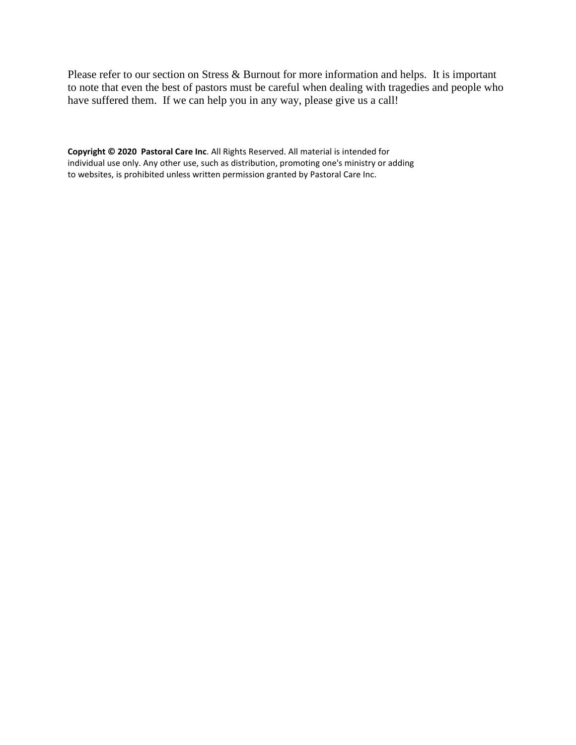Please refer to our section on Stress & Burnout for more information and helps. It is important to note that even the best of pastors must be careful when dealing with tragedies and people who have suffered them. If we can help you in any way, please give us a call!

**Copyright © 2020 Pastoral Care Inc**. All Rights Reserved. All material is intended for individual use only. Any other use, such as distribution, promoting one's ministry or adding to websites, is prohibited unless written permission granted by Pastoral Care Inc.